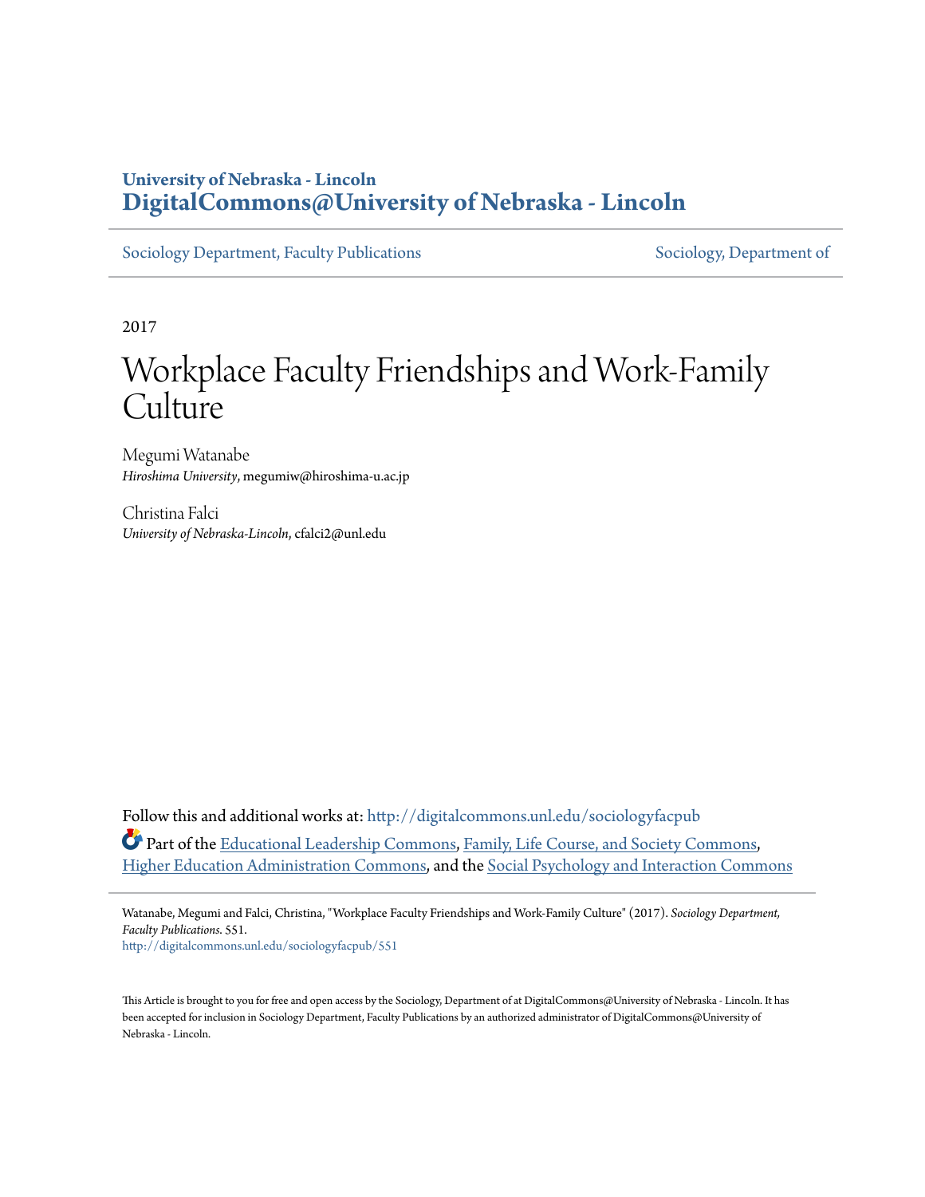University of Nebraska - Lincoln
**DigitalCommons@University of Nebraska - Lincoln**

Sociology Department, Faculty Publications | Sociology, Department of

2017

# Workplace Faculty Friendships and Work-Family Culture

Megumi Watanabe
*Hiroshima University*, megumiw@hiroshima-u.ac.jp

Christina Falci
*University of Nebraska-Lincoln*, cfalci2@unl.edu

Follow this and additional works at: http://digitalcommons.unl.edu/sociologyfacpub

Part of the Educational Leadership Commons, Family, Life Course, and Society Commons, Higher Education Administration Commons, and the Social Psychology and Interaction Commons

Watanabe, Megumi and Falci, Christina, "Workplace Faculty Friendships and Work-Family Culture" (2017). *Sociology Department, Faculty Publications*. 551.
http://digitalcommons.unl.edu/sociologyfacpub/551

This Article is brought to you for free and open access by the Sociology, Department of at DigitalCommons@University of Nebraska - Lincoln. It has been accepted for inclusion in Sociology Department, Faculty Publications by an authorized administrator of DigitalCommons@University of Nebraska - Lincoln.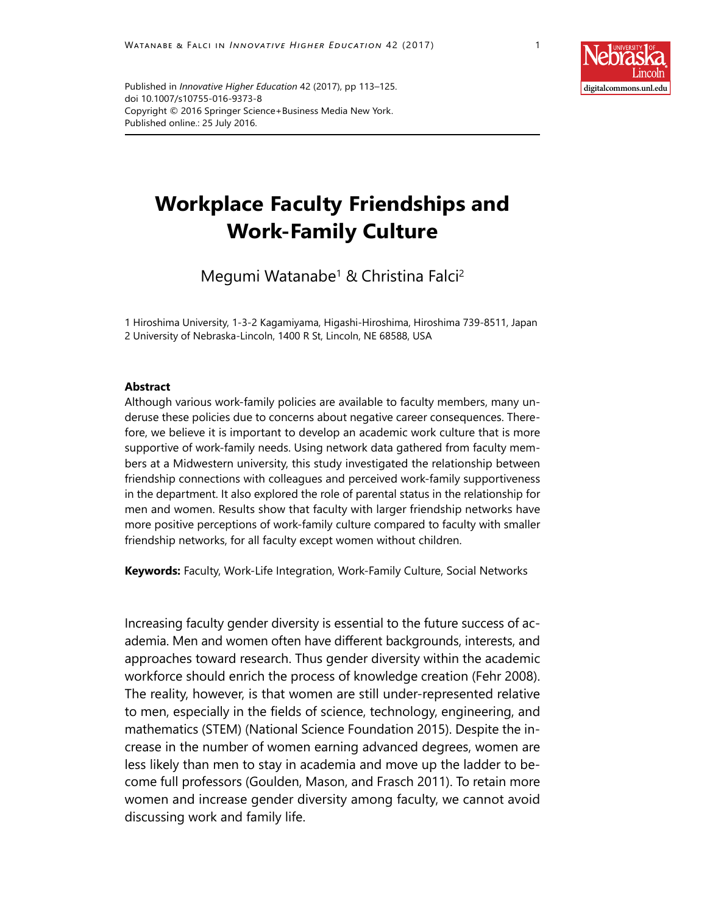Published in *Innovative Higher Education* 42 (2017), pp 113–125.
doi 10.1007/s10755-016-9373-8
Copyright © 2016 Springer Science+Business Media New York.
Published online.: 25 July 2016.

# Workplace Faculty Friendships and Work-Family Culture

Megumi Watanabe[1] & Christina Falci[2]

1 Hiroshima University, 1-3-2 Kagamiyama, Higashi-Hiroshima, Hiroshima 739-8511, Japan
2 University of Nebraska-Lincoln, 1400 R St, Lincoln, NE 68588, USA

**Abstract**

Although various work-family policies are available to faculty members, many underuse these policies due to concerns about negative career consequences. Therefore, we believe it is important to develop an academic work culture that is more supportive of work-family needs. Using network data gathered from faculty members at a Midwestern university, this study investigated the relationship between friendship connections with colleagues and perceived work-family supportiveness in the department. It also explored the role of parental status in the relationship for men and women. Results show that faculty with larger friendship networks have more positive perceptions of work-family culture compared to faculty with smaller friendship networks, for all faculty except women without children.

**Keywords:** Faculty, Work-Life Integration, Work-Family Culture, Social Networks

Increasing faculty gender diversity is essential to the future success of academia. Men and women often have different backgrounds, interests, and approaches toward research. Thus gender diversity within the academic workforce should enrich the process of knowledge creation (Fehr 2008). The reality, however, is that women are still under-represented relative to men, especially in the fields of science, technology, engineering, and mathematics (STEM) (National Science Foundation 2015). Despite the increase in the number of women earning advanced degrees, women are less likely than men to stay in academia and move up the ladder to become full professors (Goulden, Mason, and Frasch 2011). To retain more women and increase gender diversity among faculty, we cannot avoid discussing work and family life.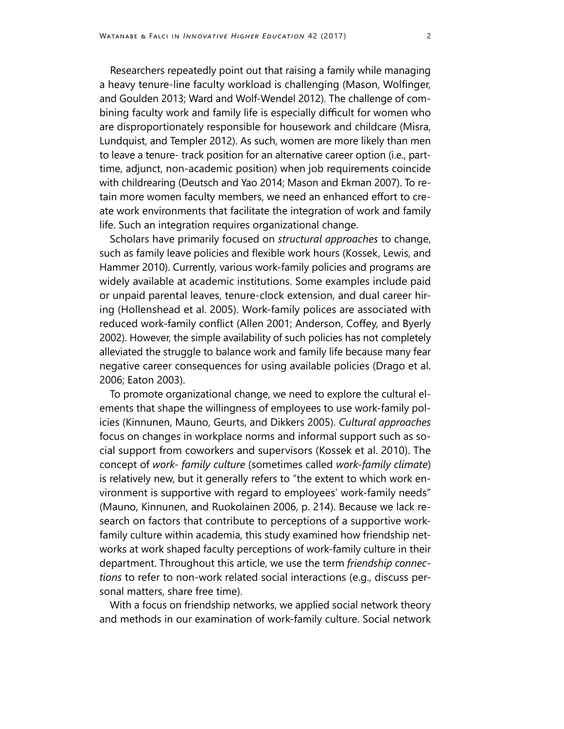Researchers repeatedly point out that raising a family while managing a heavy tenure-line faculty workload is challenging (Mason, Wolfinger, and Goulden 2013; Ward and Wolf-Wendel 2012). The challenge of combining faculty work and family life is especially difficult for women who are disproportionately responsible for housework and childcare (Misra, Lundquist, and Templer 2012). As such, women are more likely than men to leave a tenure- track position for an alternative career option (i.e., part-time, adjunct, non-academic position) when job requirements coincide with childrearing (Deutsch and Yao 2014; Mason and Ekman 2007). To retain more women faculty members, we need an enhanced effort to create work environments that facilitate the integration of work and family life. Such an integration requires organizational change.

Scholars have primarily focused on *structural approaches* to change, such as family leave policies and flexible work hours (Kossek, Lewis, and Hammer 2010). Currently, various work-family policies and programs are widely available at academic institutions. Some examples include paid or unpaid parental leaves, tenure-clock extension, and dual career hiring (Hollenshead et al. 2005). Work-family polices are associated with reduced work-family conflict (Allen 2001; Anderson, Coffey, and Byerly 2002). However, the simple availability of such policies has not completely alleviated the struggle to balance work and family life because many fear negative career consequences for using available policies (Drago et al. 2006; Eaton 2003).

To promote organizational change, we need to explore the cultural elements that shape the willingness of employees to use work-family policies (Kinnunen, Mauno, Geurts, and Dikkers 2005). *Cultural approaches* focus on changes in workplace norms and informal support such as social support from coworkers and supervisors (Kossek et al. 2010). The concept of *work- family culture* (sometimes called *work-family climate*) is relatively new, but it generally refers to "the extent to which work environment is supportive with regard to employees' work-family needs" (Mauno, Kinnunen, and Ruokolainen 2006, p. 214). Because we lack research on factors that contribute to perceptions of a supportive work-family culture within academia, this study examined how friendship networks at work shaped faculty perceptions of work-family culture in their department. Throughout this article, we use the term *friendship connections* to refer to non-work related social interactions (e.g., discuss personal matters, share free time).

With a focus on friendship networks, we applied social network theory and methods in our examination of work-family culture. Social network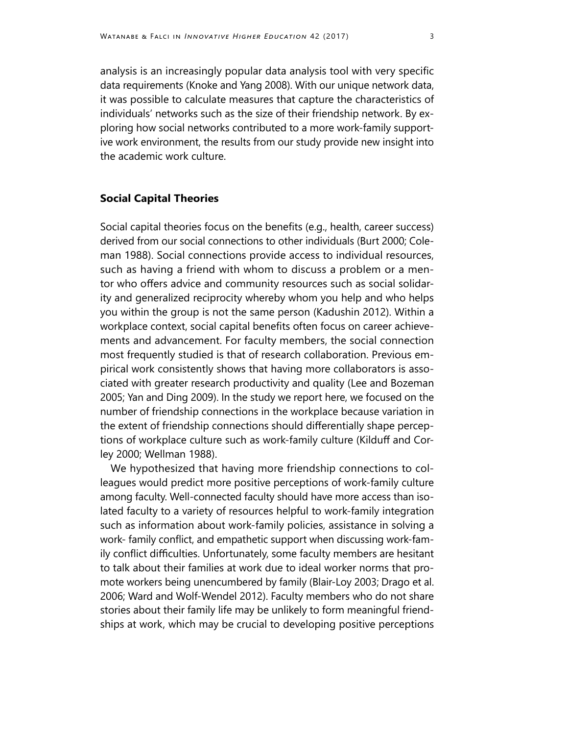analysis is an increasingly popular data analysis tool with very specific data requirements (Knoke and Yang 2008). With our unique network data, it was possible to calculate measures that capture the characteristics of individuals' networks such as the size of their friendship network. By exploring how social networks contributed to a more work-family supportive work environment, the results from our study provide new insight into the academic work culture.

## Social Capital Theories

Social capital theories focus on the benefits (e.g., health, career success) derived from our social connections to other individuals (Burt 2000; Coleman 1988). Social connections provide access to individual resources, such as having a friend with whom to discuss a problem or a mentor who offers advice and community resources such as social solidarity and generalized reciprocity whereby whom you help and who helps you within the group is not the same person (Kadushin 2012). Within a workplace context, social capital benefits often focus on career achievements and advancement. For faculty members, the social connection most frequently studied is that of research collaboration. Previous empirical work consistently shows that having more collaborators is associated with greater research productivity and quality (Lee and Bozeman 2005; Yan and Ding 2009). In the study we report here, we focused on the number of friendship connections in the workplace because variation in the extent of friendship connections should differentially shape perceptions of workplace culture such as work-family culture (Kilduff and Corley 2000; Wellman 1988).

We hypothesized that having more friendship connections to colleagues would predict more positive perceptions of work-family culture among faculty. Well-connected faculty should have more access than isolated faculty to a variety of resources helpful to work-family integration such as information about work-family policies, assistance in solving a work- family conflict, and empathetic support when discussing work-family conflict difficulties. Unfortunately, some faculty members are hesitant to talk about their families at work due to ideal worker norms that promote workers being unencumbered by family (Blair-Loy 2003; Drago et al. 2006; Ward and Wolf-Wendel 2012). Faculty members who do not share stories about their family life may be unlikely to form meaningful friendships at work, which may be crucial to developing positive perceptions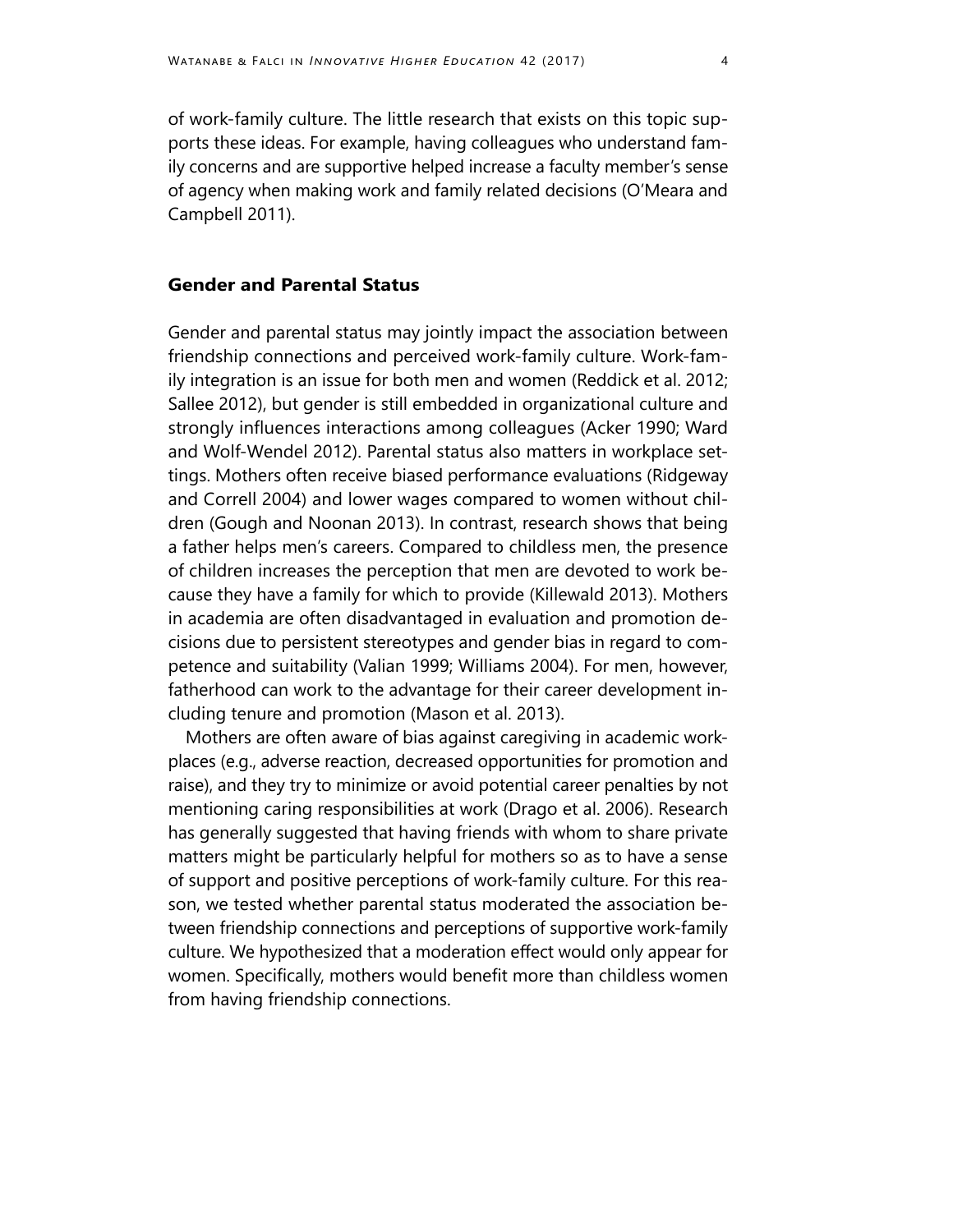of work-family culture. The little research that exists on this topic supports these ideas. For example, having colleagues who understand family concerns and are supportive helped increase a faculty member's sense of agency when making work and family related decisions (O'Meara and Campbell 2011).

## Gender and Parental Status

Gender and parental status may jointly impact the association between friendship connections and perceived work-family culture. Work-family integration is an issue for both men and women (Reddick et al. 2012; Sallee 2012), but gender is still embedded in organizational culture and strongly influences interactions among colleagues (Acker 1990; Ward and Wolf-Wendel 2012). Parental status also matters in workplace settings. Mothers often receive biased performance evaluations (Ridgeway and Correll 2004) and lower wages compared to women without children (Gough and Noonan 2013). In contrast, research shows that being a father helps men's careers. Compared to childless men, the presence of children increases the perception that men are devoted to work because they have a family for which to provide (Killewald 2013). Mothers in academia are often disadvantaged in evaluation and promotion decisions due to persistent stereotypes and gender bias in regard to competence and suitability (Valian 1999; Williams 2004). For men, however, fatherhood can work to the advantage for their career development including tenure and promotion (Mason et al. 2013).

Mothers are often aware of bias against caregiving in academic workplaces (e.g., adverse reaction, decreased opportunities for promotion and raise), and they try to minimize or avoid potential career penalties by not mentioning caring responsibilities at work (Drago et al. 2006). Research has generally suggested that having friends with whom to share private matters might be particularly helpful for mothers so as to have a sense of support and positive perceptions of work-family culture. For this reason, we tested whether parental status moderated the association between friendship connections and perceptions of supportive work-family culture. We hypothesized that a moderation effect would only appear for women. Specifically, mothers would benefit more than childless women from having friendship connections.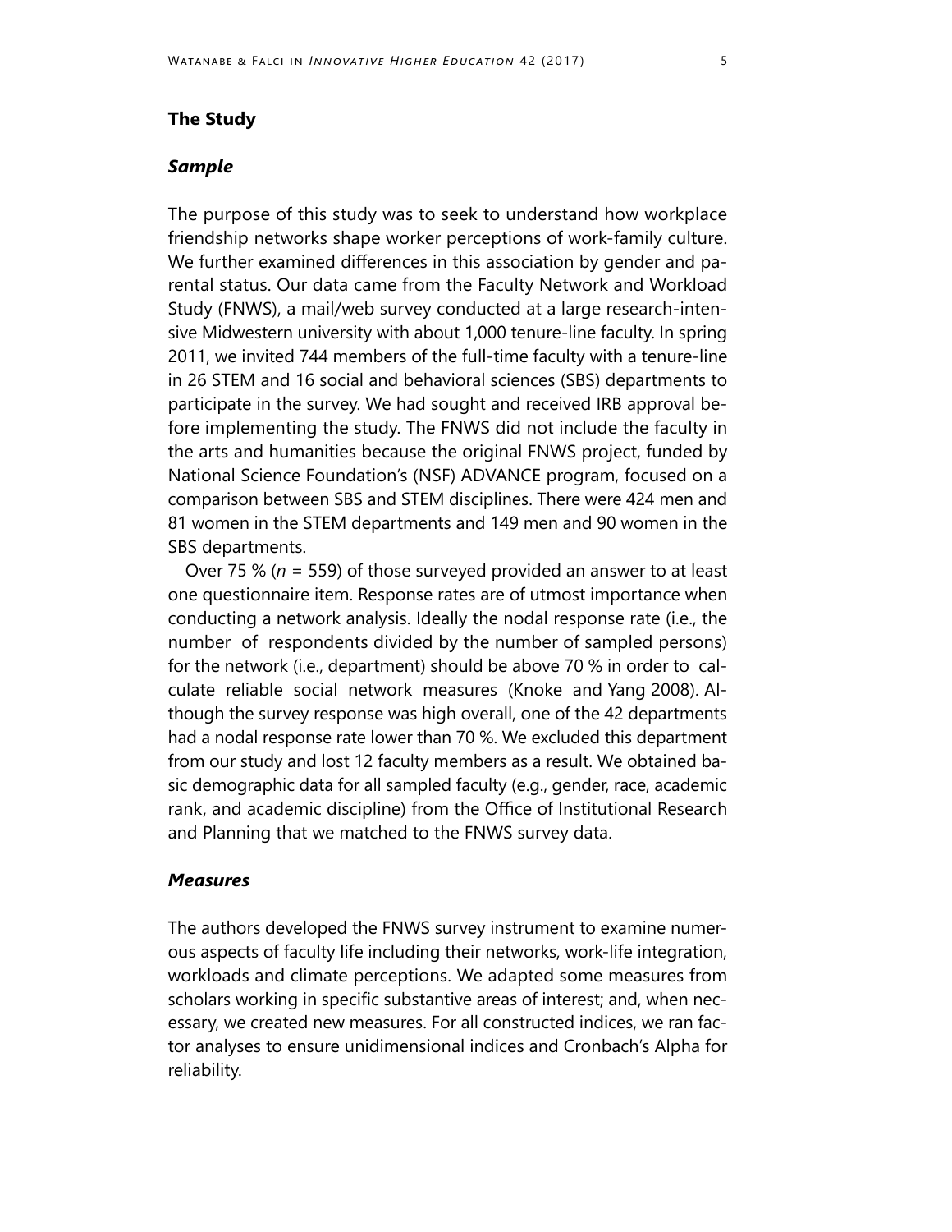## The Study

### *Sample*

The purpose of this study was to seek to understand how workplace friendship networks shape worker perceptions of work-family culture. We further examined differences in this association by gender and parental status. Our data came from the Faculty Network and Workload Study (FNWS), a mail/web survey conducted at a large research-intensive Midwestern university with about 1,000 tenure-line faculty. In spring 2011, we invited 744 members of the full-time faculty with a tenure-line in 26 STEM and 16 social and behavioral sciences (SBS) departments to participate in the survey. We had sought and received IRB approval before implementing the study. The FNWS did not include the faculty in the arts and humanities because the original FNWS project, funded by National Science Foundation's (NSF) ADVANCE program, focused on a comparison between SBS and STEM disciplines. There were 424 men and 81 women in the STEM departments and 149 men and 90 women in the SBS departments.

Over 75 % ($n$ = 559) of those surveyed provided an answer to at least one questionnaire item. Response rates are of utmost importance when conducting a network analysis. Ideally the nodal response rate (i.e., the number of respondents divided by the number of sampled persons) for the network (i.e., department) should be above 70 % in order to calculate reliable social network measures (Knoke and Yang 2008). Although the survey response was high overall, one of the 42 departments had a nodal response rate lower than 70 %. We excluded this department from our study and lost 12 faculty members as a result. We obtained basic demographic data for all sampled faculty (e.g., gender, race, academic rank, and academic discipline) from the Office of Institutional Research and Planning that we matched to the FNWS survey data.

### *Measures*

The authors developed the FNWS survey instrument to examine numerous aspects of faculty life including their networks, work-life integration, workloads and climate perceptions. We adapted some measures from scholars working in specific substantive areas of interest; and, when necessary, we created new measures. For all constructed indices, we ran factor analyses to ensure unidimensional indices and Cronbach's Alpha for reliability.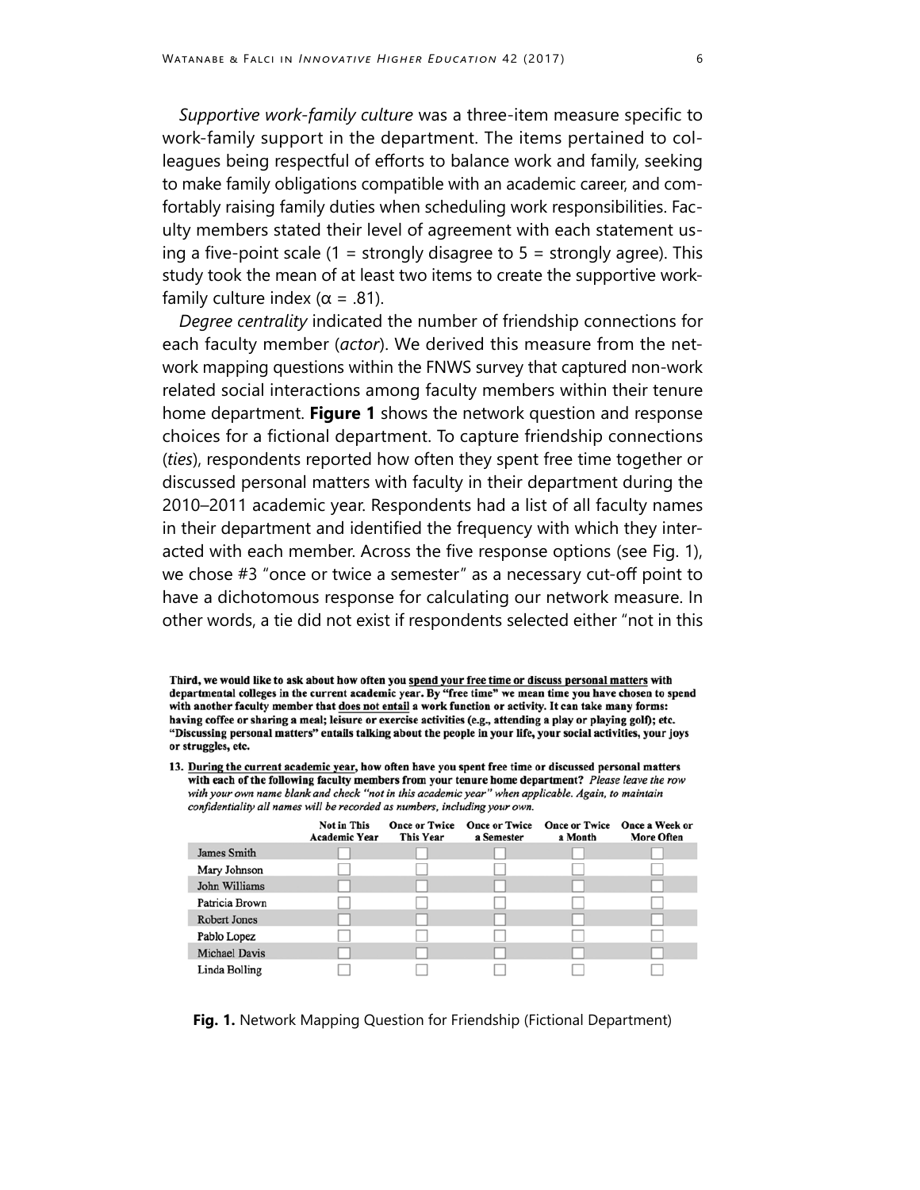*Supportive work-family culture* was a three-item measure specific to work-family support in the department. The items pertained to colleagues being respectful of efforts to balance work and family, seeking to make family obligations compatible with an academic career, and comfortably raising family duties when scheduling work responsibilities. Faculty members stated their level of agreement with each statement using a five-point scale (1 = strongly disagree to 5 = strongly agree). This study took the mean of at least two items to create the supportive work-family culture index (α = .81).

*Degree centrality* indicated the number of friendship connections for each faculty member (*actor*). We derived this measure from the network mapping questions within the FNWS survey that captured non-work related social interactions among faculty members within their tenure home department. **Figure 1** shows the network question and response choices for a fictional department. To capture friendship connections (*ties*), respondents reported how often they spent free time together or discussed personal matters with faculty in their department during the 2010–2011 academic year. Respondents had a list of all faculty names in their department and identified the frequency with which they interacted with each member. Across the five response options (see Fig. 1), we chose #3 "once or twice a semester" as a necessary cut-off point to have a dichotomous response for calculating our network measure. In other words, a tie did not exist if respondents selected either "not in this

**Third, we would like to ask about how often you spend your free time or discuss personal matters with departmental colleges in the current academic year. By "free time" we mean time you have chosen to spend with another faculty member that does not entail a work function or activity. It can take many forms: having coffee or sharing a meal; leisure or exercise activities (e.g., attending a play or playing golf); etc. "Discussing personal matters" entails talking about the people in your life, your social activities, your joys or struggles, etc.**

**13. During the current academic year, how often have you spent free time or discussed personal matters with each of the following faculty members from your tenure home department?** *Please leave the row with your own name blank and check "not in this academic year" when applicable. Again, to maintain confidentiality all names will be recorded as numbers, including your own.*

| | Not in This Academic Year | Once or Twice This Year | Once or Twice a Semester | Once or Twice a Month | Once a Week or More Often |
|---|---|---|---|---|---|
| James Smith | ☐ | ☐ | ☐ | ☐ | ☐ |
| Mary Johnson | ☐ | ☐ | ☐ | ☐ | ☐ |
| John Williams | ☐ | ☐ | ☐ | ☐ | ☐ |
| Patricia Brown | ☐ | ☐ | ☐ | ☐ | ☐ |
| Robert Jones | ☐ | ☐ | ☐ | ☐ | ☐ |
| Pablo Lopez | ☐ | ☐ | ☐ | ☐ | ☐ |
| Michael Davis | ☐ | ☐ | ☐ | ☐ | ☐ |
| Linda Bolling | ☐ | ☐ | ☐ | ☐ | ☐ |

**Fig. 1.** Network Mapping Question for Friendship (Fictional Department)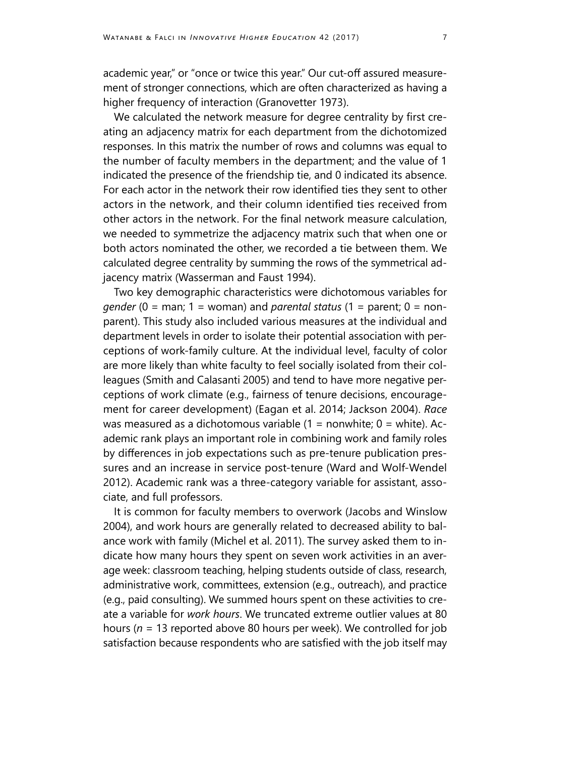academic year," or "once or twice this year." Our cut-off assured measurement of stronger connections, which are often characterized as having a higher frequency of interaction (Granovetter 1973).

We calculated the network measure for degree centrality by first creating an adjacency matrix for each department from the dichotomized responses. In this matrix the number of rows and columns was equal to the number of faculty members in the department; and the value of 1 indicated the presence of the friendship tie, and 0 indicated its absence. For each actor in the network their row identified ties they sent to other actors in the network, and their column identified ties received from other actors in the network. For the final network measure calculation, we needed to symmetrize the adjacency matrix such that when one or both actors nominated the other, we recorded a tie between them. We calculated degree centrality by summing the rows of the symmetrical adjacency matrix (Wasserman and Faust 1994).

Two key demographic characteristics were dichotomous variables for *gender* (0 = man; 1 = woman) and *parental status* (1 = parent; 0 = nonparent). This study also included various measures at the individual and department levels in order to isolate their potential association with perceptions of work-family culture. At the individual level, faculty of color are more likely than white faculty to feel socially isolated from their colleagues (Smith and Calasanti 2005) and tend to have more negative perceptions of work climate (e.g., fairness of tenure decisions, encouragement for career development) (Eagan et al. 2014; Jackson 2004). *Race* was measured as a dichotomous variable (1 = nonwhite; 0 = white). Academic rank plays an important role in combining work and family roles by differences in job expectations such as pre-tenure publication pressures and an increase in service post-tenure (Ward and Wolf-Wendel 2012). Academic rank was a three-category variable for assistant, associate, and full professors.

It is common for faculty members to overwork (Jacobs and Winslow 2004), and work hours are generally related to decreased ability to balance work with family (Michel et al. 2011). The survey asked them to indicate how many hours they spent on seven work activities in an average week: classroom teaching, helping students outside of class, research, administrative work, committees, extension (e.g., outreach), and practice (e.g., paid consulting). We summed hours spent on these activities to create a variable for *work hours*. We truncated extreme outlier values at 80 hours ($n$ = 13 reported above 80 hours per week). We controlled for job satisfaction because respondents who are satisfied with the job itself may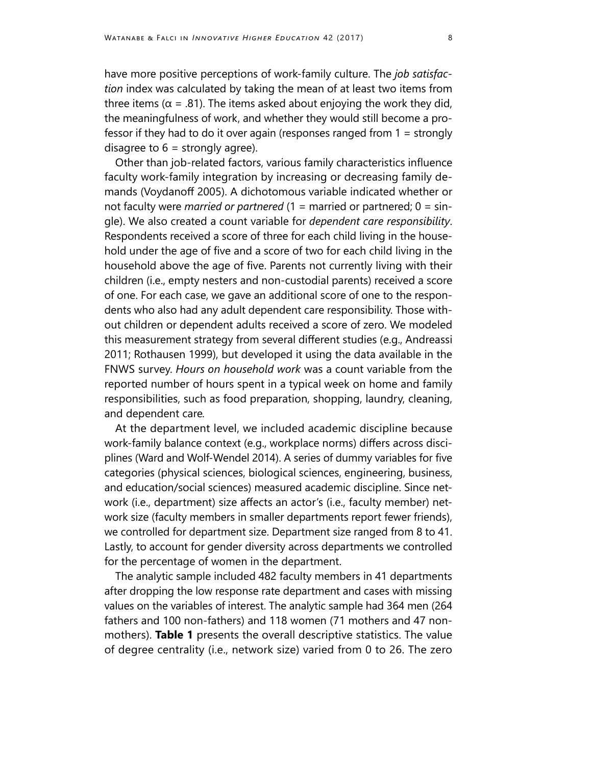have more positive perceptions of work-family culture. The *job satisfaction* index was calculated by taking the mean of at least two items from three items (α = .81). The items asked about enjoying the work they did, the meaningfulness of work, and whether they would still become a professor if they had to do it over again (responses ranged from 1 = strongly disagree to 6 = strongly agree).

Other than job-related factors, various family characteristics influence faculty work-family integration by increasing or decreasing family demands (Voydanoff 2005). A dichotomous variable indicated whether or not faculty were *married or partnered* (1 = married or partnered; 0 = single). We also created a count variable for *dependent care responsibility*. Respondents received a score of three for each child living in the household under the age of five and a score of two for each child living in the household above the age of five. Parents not currently living with their children (i.e., empty nesters and non-custodial parents) received a score of one. For each case, we gave an additional score of one to the respondents who also had any adult dependent care responsibility. Those without children or dependent adults received a score of zero. We modeled this measurement strategy from several different studies (e.g., Andreassi 2011; Rothausen 1999), but developed it using the data available in the FNWS survey. *Hours on household work* was a count variable from the reported number of hours spent in a typical week on home and family responsibilities, such as food preparation, shopping, laundry, cleaning, and dependent care.

At the department level, we included academic discipline because work-family balance context (e.g., workplace norms) differs across disciplines (Ward and Wolf-Wendel 2014). A series of dummy variables for five categories (physical sciences, biological sciences, engineering, business, and education/social sciences) measured academic discipline. Since network (i.e., department) size affects an actor's (i.e., faculty member) network size (faculty members in smaller departments report fewer friends), we controlled for department size. Department size ranged from 8 to 41. Lastly, to account for gender diversity across departments we controlled for the percentage of women in the department.

The analytic sample included 482 faculty members in 41 departments after dropping the low response rate department and cases with missing values on the variables of interest. The analytic sample had 364 men (264 fathers and 100 non-fathers) and 118 women (71 mothers and 47 non-mothers). **Table 1** presents the overall descriptive statistics. The value of degree centrality (i.e., network size) varied from 0 to 26. The zero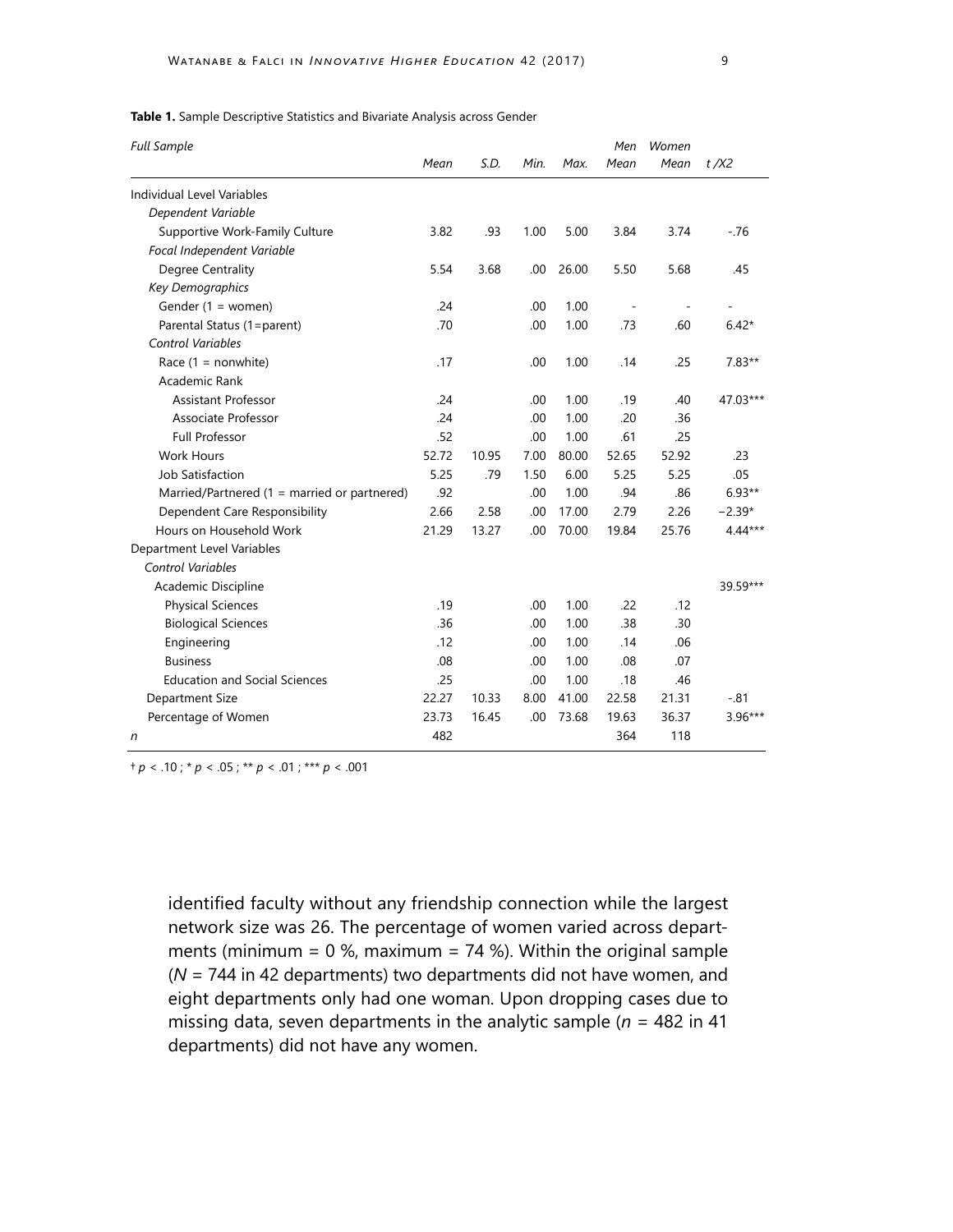**Table 1.** Sample Descriptive Statistics and Bivariate Analysis across Gender

| *Full Sample* | *Mean* | *S.D.* | *Min.* | *Max.* | *Men Mean* | *Women Mean* | *t /X2* |
|---|---|---|---|---|---|---|---|
| Individual Level Variables | | | | | | | |
| *Dependent Variable* | | | | | | | |
| Supportive Work-Family Culture | 3.82 | .93 | 1.00 | 5.00 | 3.84 | 3.74 | -.76 |
| *Focal Independent Variable* | | | | | | | |
| Degree Centrality | 5.54 | 3.68 | .00 | 26.00 | 5.50 | 5.68 | .45 |
| *Key Demographics* | | | | | | | |
| Gender (1 = women) | .24 | | .00 | 1.00 | - | - | - |
| Parental Status (1=parent) | .70 | | .00 | 1.00 | .73 | .60 | 6.42* |
| *Control Variables* | | | | | | | |
| Race (1 = nonwhite) | .17 | | .00 | 1.00 | .14 | .25 | 7.83** |
| Academic Rank | | | | | | | |
| Assistant Professor | .24 | | .00 | 1.00 | .19 | .40 | 47.03*** |
| Associate Professor | .24 | | .00 | 1.00 | .20 | .36 | |
| Full Professor | .52 | | .00 | 1.00 | .61 | .25 | |
| Work Hours | 52.72 | 10.95 | 7.00 | 80.00 | 52.65 | 52.92 | .23 |
| Job Satisfaction | 5.25 | .79 | 1.50 | 6.00 | 5.25 | 5.25 | .05 |
| Married/Partnered (1 = married or partnered) | .92 | | .00 | 1.00 | .94 | .86 | 6.93** |
| Dependent Care Responsibility | 2.66 | 2.58 | .00 | 17.00 | 2.79 | 2.26 | −2.39* |
| Hours on Household Work | 21.29 | 13.27 | .00 | 70.00 | 19.84 | 25.76 | 4.44*** |
| Department Level Variables | | | | | | | |
| *Control Variables* | | | | | | | |
| Academic Discipline | | | | | | | 39.59*** |
| Physical Sciences | .19 | | .00 | 1.00 | .22 | .12 | |
| Biological Sciences | .36 | | .00 | 1.00 | .38 | .30 | |
| Engineering | .12 | | .00 | 1.00 | .14 | .06 | |
| Business | .08 | | .00 | 1.00 | .08 | .07 | |
| Education and Social Sciences | .25 | | .00 | 1.00 | .18 | .46 | |
| Department Size | 22.27 | 10.33 | 8.00 | 41.00 | 22.58 | 21.31 | -.81 |
| Percentage of Women | 23.73 | 16.45 | .00 | 73.68 | 19.63 | 36.37 | 3.96*** |
| *n* | 482 | | | | 364 | 118 | |

† $p < .10$ ; * $p < .05$ ; ** $p < .01$ ; *** $p < .001$

identified faculty without any friendship connection while the largest network size was 26. The percentage of women varied across departments (minimum = 0 %, maximum = 74 %). Within the original sample (*N* = 744 in 42 departments) two departments did not have women, and eight departments only had one woman. Upon dropping cases due to missing data, seven departments in the analytic sample (*n* = 482 in 41 departments) did not have any women.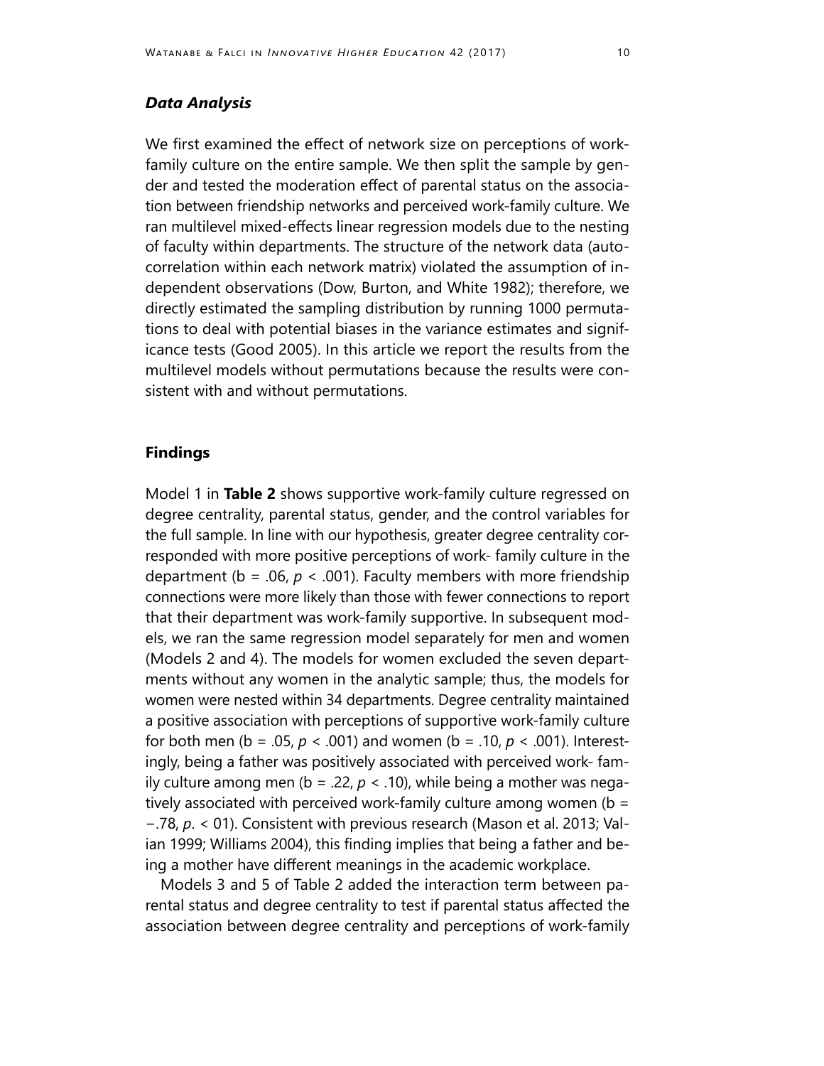### *Data Analysis*

We first examined the effect of network size on perceptions of work-family culture on the entire sample. We then split the sample by gender and tested the moderation effect of parental status on the association between friendship networks and perceived work-family culture. We ran multilevel mixed-effects linear regression models due to the nesting of faculty within departments. The structure of the network data (autocorrelation within each network matrix) violated the assumption of independent observations (Dow, Burton, and White 1982); therefore, we directly estimated the sampling distribution by running 1000 permutations to deal with potential biases in the variance estimates and significance tests (Good 2005). In this article we report the results from the multilevel models without permutations because the results were consistent with and without permutations.

## Findings

Model 1 in **Table 2** shows supportive work-family culture regressed on degree centrality, parental status, gender, and the control variables for the full sample. In line with our hypothesis, greater degree centrality corresponded with more positive perceptions of work- family culture in the department (b = .06, $p$ < .001). Faculty members with more friendship connections were more likely than those with fewer connections to report that their department was work-family supportive. In subsequent models, we ran the same regression model separately for men and women (Models 2 and 4). The models for women excluded the seven departments without any women in the analytic sample; thus, the models for women were nested within 34 departments. Degree centrality maintained a positive association with perceptions of supportive work-family culture for both men (b = .05, $p$ < .001) and women (b = .10, $p$ < .001). Interestingly, being a father was positively associated with perceived work- family culture among men (b = .22, $p$ < .10), while being a mother was negatively associated with perceived work-family culture among women (b = −.78, $p$. < 01). Consistent with previous research (Mason et al. 2013; Valian 1999; Williams 2004), this finding implies that being a father and being a mother have different meanings in the academic workplace.

Models 3 and 5 of Table 2 added the interaction term between parental status and degree centrality to test if parental status affected the association between degree centrality and perceptions of work-family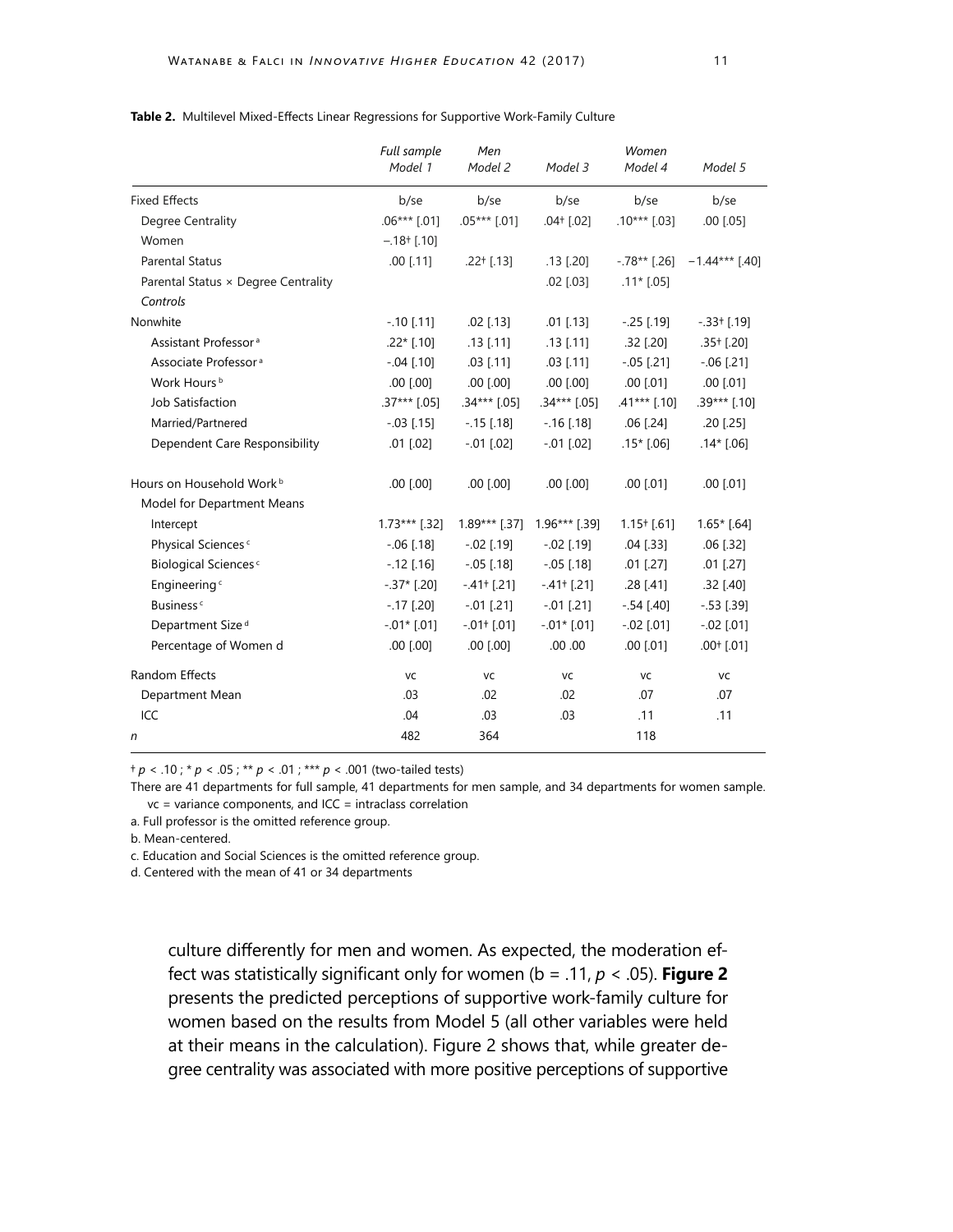**Table 2.** Multilevel Mixed-Effects Linear Regressions for Supportive Work-Family Culture

| | *Full sample* *Model 1* | *Men* *Model 2* | *Model 3* | *Women* *Model 4* | *Model 5* |
|---|---|---|---|---|---|
| Fixed Effects | b/se | b/se | b/se | b/se | b/se |
| Degree Centrality | .06*** [.01] | .05*** [.01] | .04† [.02] | .10*** [.03] | .00 [.05] |
| Women | −.18† [.10] | | | | |
| Parental Status | .00 [.11] | .22† [.13] | .13 [.20] | -.78** [.26] | −1.44*** [.40] |
| Parental Status × Degree Centrality | | | .02 [.03] | .11* [.05] | |
| *Controls* | | | | | |
| Nonwhite | -.10 [.11] | .02 [.13] | .01 [.13] | -.25 [.19] | -.33† [.19] |
| Assistant Professor [a] | .22* [.10] | .13 [.11] | .13 [.11] | .32 [.20] | .35† [.20] |
| Associate Professor [a] | -.04 [.10] | .03 [.11] | .03 [.11] | -.05 [.21] | -.06 [.21] |
| Work Hours [b] | .00 [.00] | .00 [.00] | .00 [.00] | .00 [.01] | .00 [.01] |
| Job Satisfaction | .37*** [.05] | .34*** [.05] | .34*** [.05] | .41*** [.10] | .39*** [.10] |
| Married/Partnered | -.03 [.15] | -.15 [.18] | -.16 [.18] | .06 [.24] | .20 [.25] |
| Dependent Care Responsibility | .01 [.02] | -.01 [.02] | -.01 [.02] | .15* [.06] | .14* [.06] |
| Hours on Household Work [b] | .00 [.00] | .00 [.00] | .00 [.00] | .00 [.01] | .00 [.01] |
| Model for Department Means | | | | | |
| Intercept | 1.73*** [.32] | 1.89*** [.37] | 1.96*** [.39] | 1.15† [.61] | 1.65* [.64] |
| Physical Sciences [c] | -.06 [.18] | -.02 [.19] | -.02 [.19] | .04 [.33] | .06 [.32] |
| Biological Sciences [c] | -.12 [.16] | -.05 [.18] | -.05 [.18] | .01 [.27] | .01 [.27] |
| Engineering [c] | -.37* [.20] | -.41† [.21] | -.41† [.21] | .28 [.41] | .32 [.40] |
| Business [c] | -.17 [.20] | -.01 [.21] | -.01 [.21] | -.54 [.40] | -.53 [.39] |
| Department Size [d] | -.01* [.01] | -.01† [.01] | -.01* [.01] | -.02 [.01] | -.02 [.01] |
| Percentage of Women d | .00 [.00] | .00 [.00] | .00 .00 | .00 [.01] | .00† [.01] |
| Random Effects | vc | vc | vc | vc | vc |
| Department Mean | .03 | .02 | .02 | .07 | .07 |
| ICC | .04 | .03 | .03 | .11 | .11 |
| *n* | 482 | 364 | | 118 | |

† $p < .10$ ; * $p < .05$ ; ** $p < .01$ ; *** $p < .001$ (two-tailed tests)

There are 41 departments for full sample, 41 departments for men sample, and 34 departments for women sample. vc = variance components, and ICC = intraclass correlation

a. Full professor is the omitted reference group.

b. Mean-centered.

c. Education and Social Sciences is the omitted reference group.

d. Centered with the mean of 41 or 34 departments

culture differently for men and women. As expected, the moderation effect was statistically significant only for women (b = .11, $p < .05$). **Figure 2** presents the predicted perceptions of supportive work-family culture for women based on the results from Model 5 (all other variables were held at their means in the calculation). Figure 2 shows that, while greater degree centrality was associated with more positive perceptions of supportive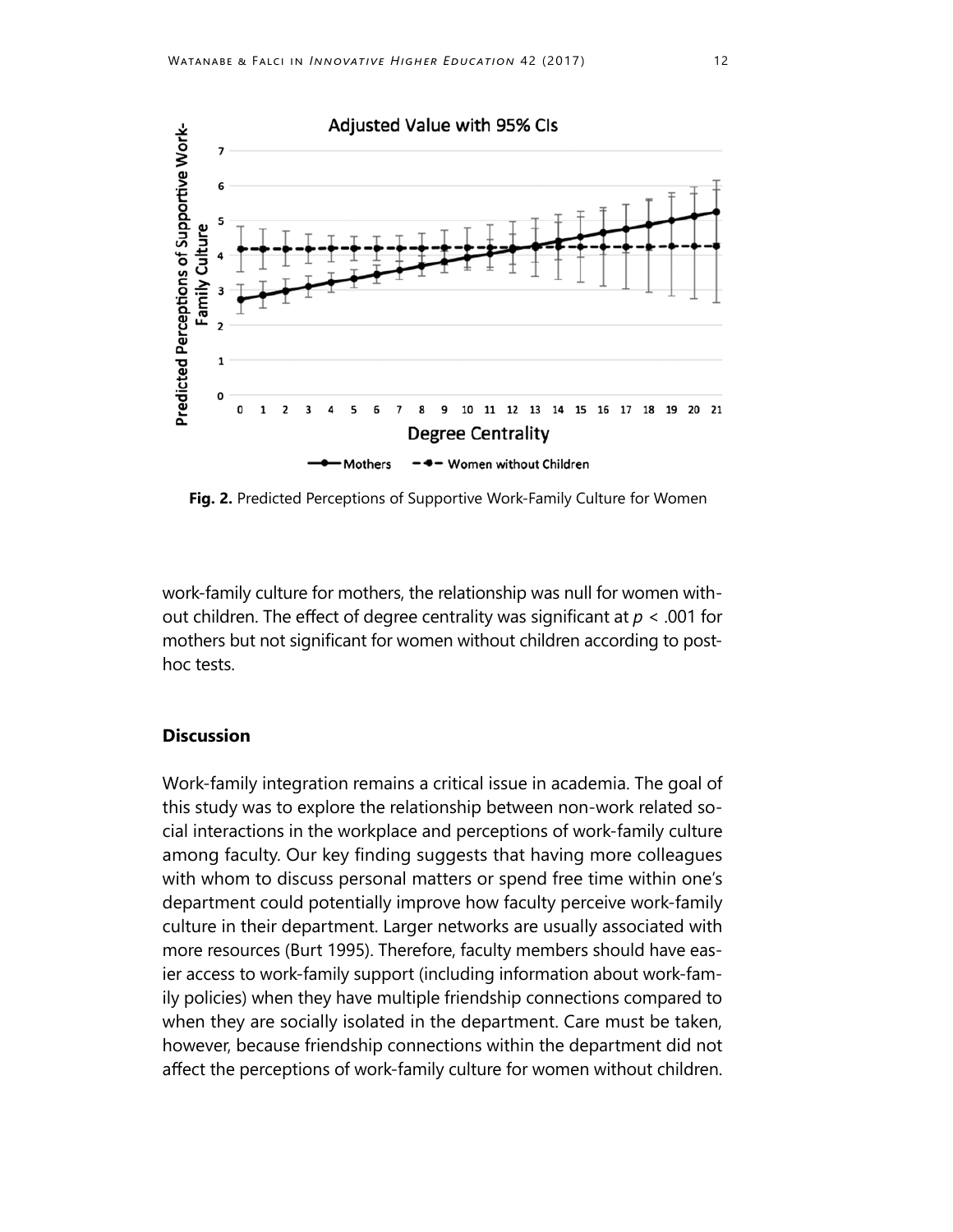**Fig. 2.** Predicted Perceptions of Supportive Work-Family Culture for Women

work-family culture for mothers, the relationship was null for women without children. The effect of degree centrality was significant at $p < .001$ for mothers but not significant for women without children according to post-hoc tests.

## Discussion

Work-family integration remains a critical issue in academia. The goal of this study was to explore the relationship between non-work related social interactions in the workplace and perceptions of work-family culture among faculty. Our key finding suggests that having more colleagues with whom to discuss personal matters or spend free time within one's department could potentially improve how faculty perceive work-family culture in their department. Larger networks are usually associated with more resources (Burt 1995). Therefore, faculty members should have easier access to work-family support (including information about work-family policies) when they have multiple friendship connections compared to when they are socially isolated in the department. Care must be taken, however, because friendship connections within the department did not affect the perceptions of work-family culture for women without children.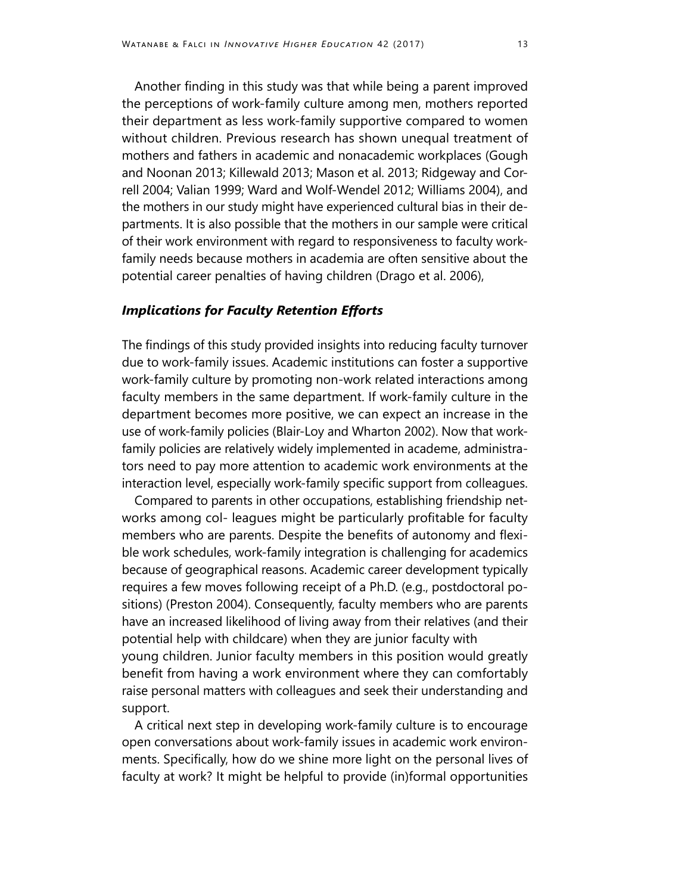Another finding in this study was that while being a parent improved the perceptions of work-family culture among men, mothers reported their department as less work-family supportive compared to women without children. Previous research has shown unequal treatment of mothers and fathers in academic and nonacademic workplaces (Gough and Noonan 2013; Killewald 2013; Mason et al. 2013; Ridgeway and Correll 2004; Valian 1999; Ward and Wolf-Wendel 2012; Williams 2004), and the mothers in our study might have experienced cultural bias in their departments. It is also possible that the mothers in our sample were critical of their work environment with regard to responsiveness to faculty work-family needs because mothers in academia are often sensitive about the potential career penalties of having children (Drago et al. 2006),

### *Implications for Faculty Retention Efforts*

The findings of this study provided insights into reducing faculty turnover due to work-family issues. Academic institutions can foster a supportive work-family culture by promoting non-work related interactions among faculty members in the same department. If work-family culture in the department becomes more positive, we can expect an increase in the use of work-family policies (Blair-Loy and Wharton 2002). Now that work-family policies are relatively widely implemented in academe, administrators need to pay more attention to academic work environments at the interaction level, especially work-family specific support from colleagues.

Compared to parents in other occupations, establishing friendship networks among col- leagues might be particularly profitable for faculty members who are parents. Despite the benefits of autonomy and flexible work schedules, work-family integration is challenging for academics because of geographical reasons. Academic career development typically requires a few moves following receipt of a Ph.D. (e.g., postdoctoral positions) (Preston 2004). Consequently, faculty members who are parents have an increased likelihood of living away from their relatives (and their potential help with childcare) when they are junior faculty with young children. Junior faculty members in this position would greatly benefit from having a work environment where they can comfortably raise personal matters with colleagues and seek their understanding and support.

A critical next step in developing work-family culture is to encourage open conversations about work-family issues in academic work environments. Specifically, how do we shine more light on the personal lives of faculty at work? It might be helpful to provide (in)formal opportunities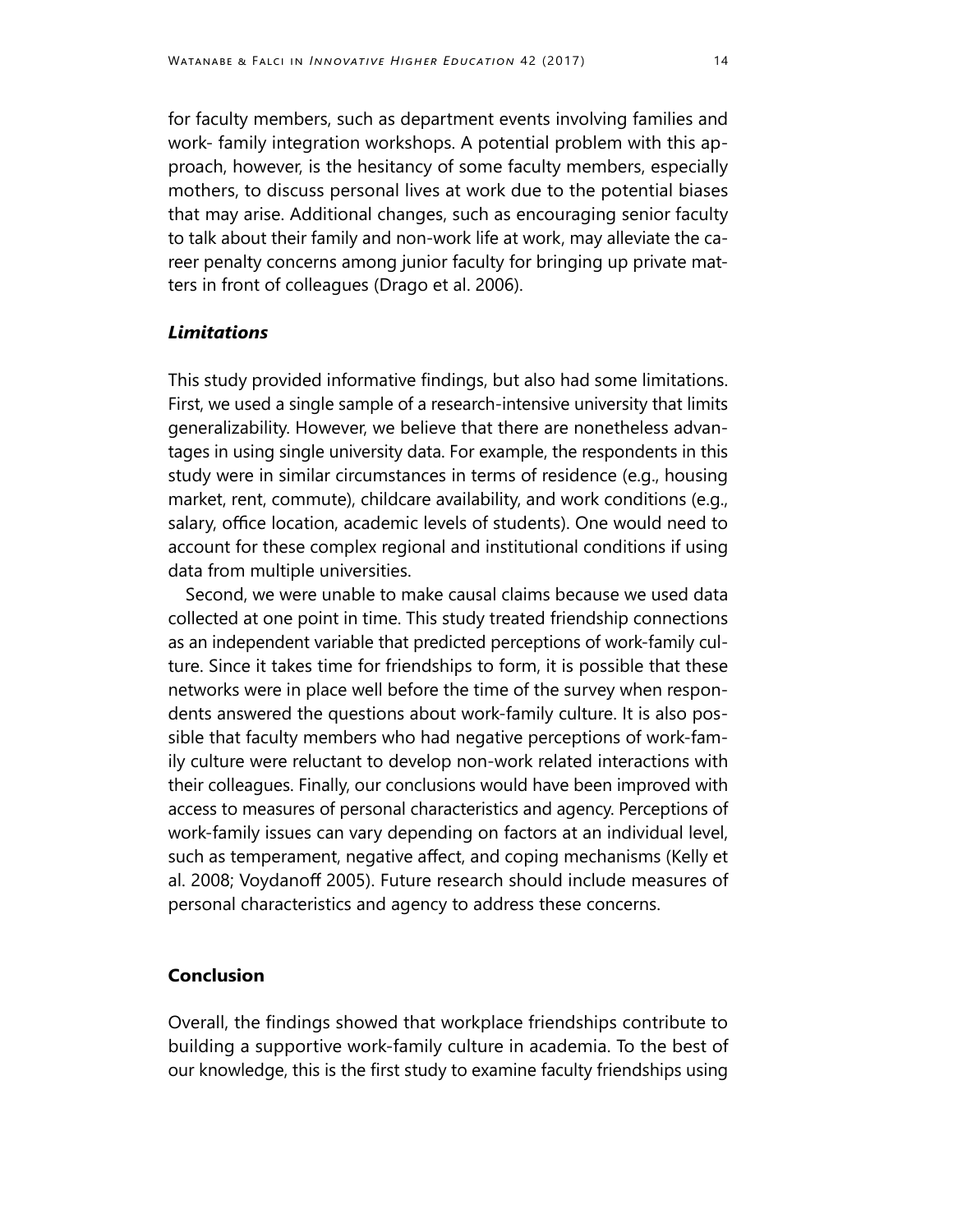for faculty members, such as department events involving families and work- family integration workshops. A potential problem with this approach, however, is the hesitancy of some faculty members, especially mothers, to discuss personal lives at work due to the potential biases that may arise. Additional changes, such as encouraging senior faculty to talk about their family and non-work life at work, may alleviate the career penalty concerns among junior faculty for bringing up private matters in front of colleagues (Drago et al. 2006).

### *Limitations*

This study provided informative findings, but also had some limitations. First, we used a single sample of a research-intensive university that limits generalizability. However, we believe that there are nonetheless advantages in using single university data. For example, the respondents in this study were in similar circumstances in terms of residence (e.g., housing market, rent, commute), childcare availability, and work conditions (e.g., salary, office location, academic levels of students). One would need to account for these complex regional and institutional conditions if using data from multiple universities.

Second, we were unable to make causal claims because we used data collected at one point in time. This study treated friendship connections as an independent variable that predicted perceptions of work-family culture. Since it takes time for friendships to form, it is possible that these networks were in place well before the time of the survey when respondents answered the questions about work-family culture. It is also possible that faculty members who had negative perceptions of work-family culture were reluctant to develop non-work related interactions with their colleagues. Finally, our conclusions would have been improved with access to measures of personal characteristics and agency. Perceptions of work-family issues can vary depending on factors at an individual level, such as temperament, negative affect, and coping mechanisms (Kelly et al. 2008; Voydanoff 2005). Future research should include measures of personal characteristics and agency to address these concerns.

## Conclusion

Overall, the findings showed that workplace friendships contribute to building a supportive work-family culture in academia. To the best of our knowledge, this is the first study to examine faculty friendships using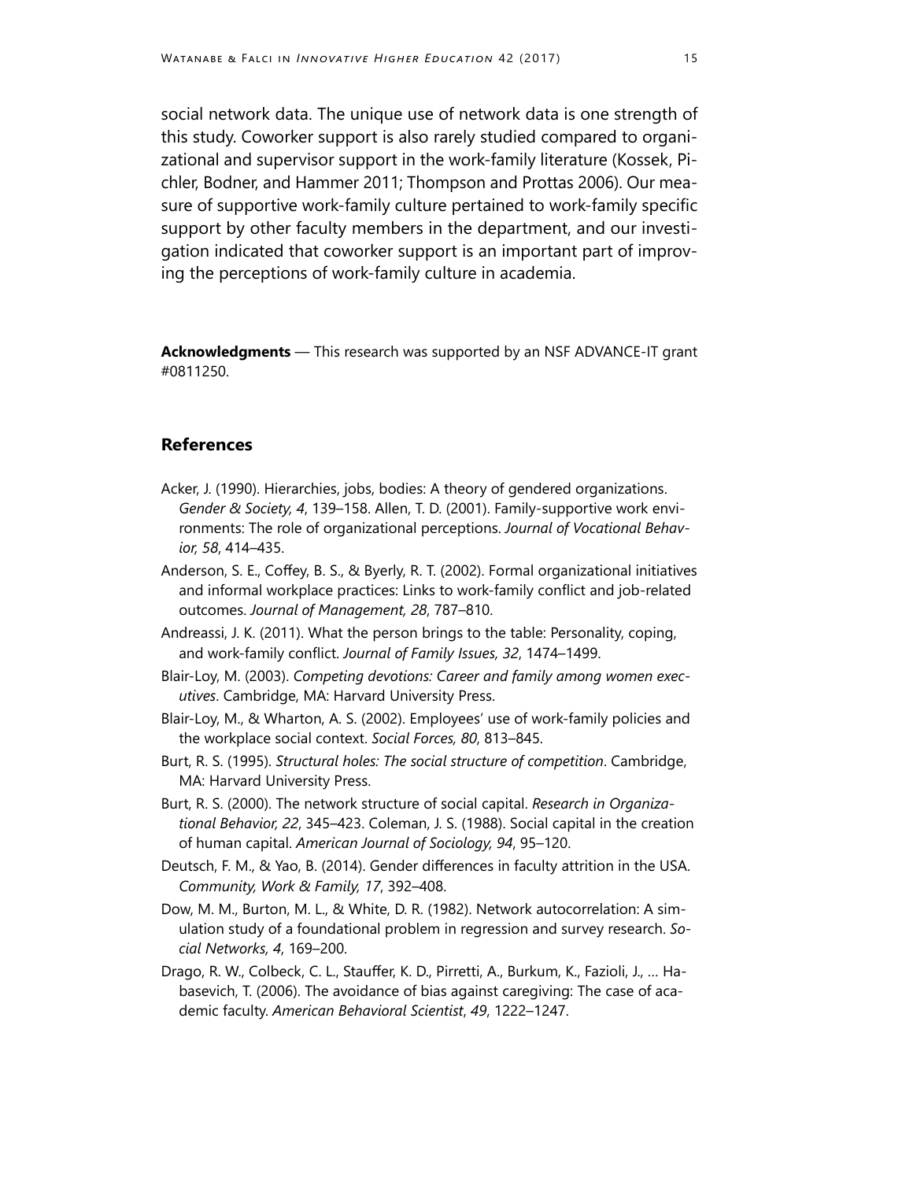social network data. The unique use of network data is one strength of this study. Coworker support is also rarely studied compared to organizational and supervisor support in the work-family literature (Kossek, Pichler, Bodner, and Hammer 2011; Thompson and Prottas 2006). Our measure of supportive work-family culture pertained to work-family specific support by other faculty members in the department, and our investigation indicated that coworker support is an important part of improving the perceptions of work-family culture in academia.

**Acknowledgments** — This research was supported by an NSF ADVANCE-IT grant #0811250.

## References

Acker, J. (1990). Hierarchies, jobs, bodies: A theory of gendered organizations. *Gender & Society, 4*, 139–158. Allen, T. D. (2001). Family-supportive work environments: The role of organizational perceptions. *Journal of Vocational Behavior, 58*, 414–435.

Anderson, S. E., Coffey, B. S., & Byerly, R. T. (2002). Formal organizational initiatives and informal workplace practices: Links to work-family conflict and job-related outcomes. *Journal of Management, 28*, 787–810.

Andreassi, J. K. (2011). What the person brings to the table: Personality, coping, and work-family conflict. *Journal of Family Issues, 32*, 1474–1499.

Blair-Loy, M. (2003). *Competing devotions: Career and family among women executives*. Cambridge, MA: Harvard University Press.

Blair-Loy, M., & Wharton, A. S. (2002). Employees' use of work-family policies and the workplace social context. *Social Forces, 80*, 813–845.

Burt, R. S. (1995). *Structural holes: The social structure of competition*. Cambridge, MA: Harvard University Press.

Burt, R. S. (2000). The network structure of social capital. *Research in Organizational Behavior, 22*, 345–423. Coleman, J. S. (1988). Social capital in the creation of human capital. *American Journal of Sociology, 94*, 95–120.

Deutsch, F. M., & Yao, B. (2014). Gender differences in faculty attrition in the USA. *Community, Work & Family, 17*, 392–408.

Dow, M. M., Burton, M. L., & White, D. R. (1982). Network autocorrelation: A simulation study of a foundational problem in regression and survey research. *Social Networks, 4*, 169–200.

Drago, R. W., Colbeck, C. L., Stauffer, K. D., Pirretti, A., Burkum, K., Fazioli, J., … Habasevich, T. (2006). The avoidance of bias against caregiving: The case of academic faculty. *American Behavioral Scientist*, *49*, 1222–1247.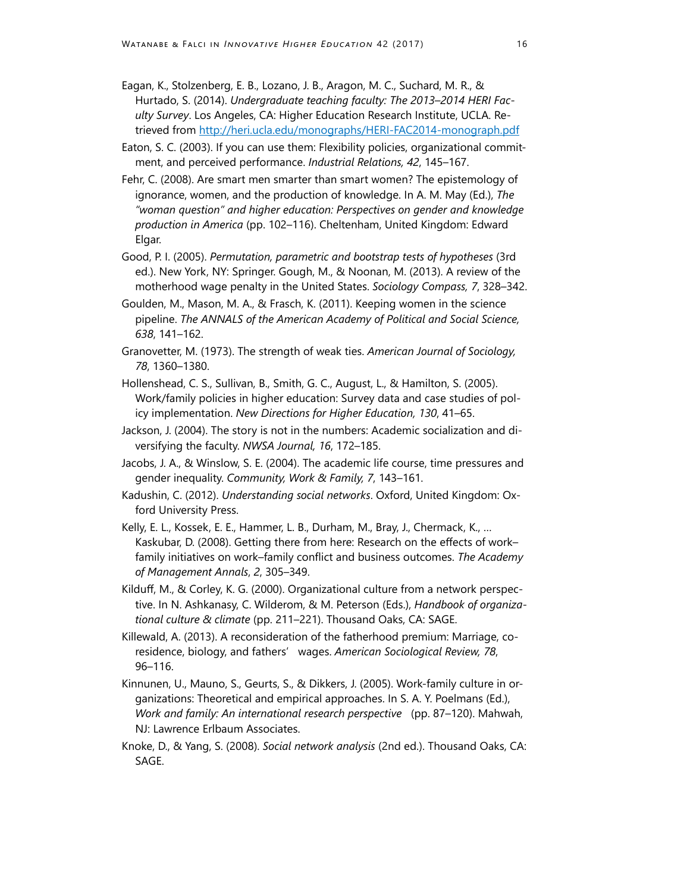Eagan, K., Stolzenberg, E. B., Lozano, J. B., Aragon, M. C., Suchard, M. R., & Hurtado, S. (2014). *Undergraduate teaching faculty: The 2013–2014 HERI Faculty Survey*. Los Angeles, CA: Higher Education Research Institute, UCLA. Retrieved from http://heri.ucla.edu/monographs/HERI-FAC2014-monograph.pdf

Eaton, S. C. (2003). If you can use them: Flexibility policies, organizational commitment, and perceived performance. *Industrial Relations, 42*, 145–167.

Fehr, C. (2008). Are smart men smarter than smart women? The epistemology of ignorance, women, and the production of knowledge. In A. M. May (Ed.), *The "woman question" and higher education: Perspectives on gender and knowledge production in America* (pp. 102–116). Cheltenham, United Kingdom: Edward Elgar.

Good, P. I. (2005). *Permutation, parametric and bootstrap tests of hypotheses* (3rd ed.). New York, NY: Springer. Gough, M., & Noonan, M. (2013). A review of the motherhood wage penalty in the United States. *Sociology Compass, 7*, 328–342.

Goulden, M., Mason, M. A., & Frasch, K. (2011). Keeping women in the science pipeline. *The ANNALS of the American Academy of Political and Social Science, 638*, 141–162.

Granovetter, M. (1973). The strength of weak ties. *American Journal of Sociology, 78*, 1360–1380.

Hollenshead, C. S., Sullivan, B., Smith, G. C., August, L., & Hamilton, S. (2005). Work/family policies in higher education: Survey data and case studies of policy implementation. *New Directions for Higher Education, 130*, 41–65.

Jackson, J. (2004). The story is not in the numbers: Academic socialization and diversifying the faculty. *NWSA Journal, 16*, 172–185.

Jacobs, J. A., & Winslow, S. E. (2004). The academic life course, time pressures and gender inequality. *Community, Work & Family, 7*, 143–161.

Kadushin, C. (2012). *Understanding social networks*. Oxford, United Kingdom: Oxford University Press.

Kelly, E. L., Kossek, E. E., Hammer, L. B., Durham, M., Bray, J., Chermack, K., … Kaskubar, D. (2008). Getting there from here: Research on the effects of work–family initiatives on work–family conflict and business outcomes. *The Academy of Management Annals*, *2*, 305–349.

Kilduff, M., & Corley, K. G. (2000). Organizational culture from a network perspective. In N. Ashkanasy, C. Wilderom, & M. Peterson (Eds.), *Handbook of organizational culture & climate* (pp. 211–221). Thousand Oaks, CA: SAGE.

Killewald, A. (2013). A reconsideration of the fatherhood premium: Marriage, coresidence, biology, and fathers' wages. *American Sociological Review, 78*, 96–116.

Kinnunen, U., Mauno, S., Geurts, S., & Dikkers, J. (2005). Work-family culture in organizations: Theoretical and empirical approaches. In S. A. Y. Poelmans (Ed.), *Work and family: An international research perspective* (pp. 87–120). Mahwah, NJ: Lawrence Erlbaum Associates.

Knoke, D., & Yang, S. (2008). *Social network analysis* (2nd ed.). Thousand Oaks, CA: SAGE.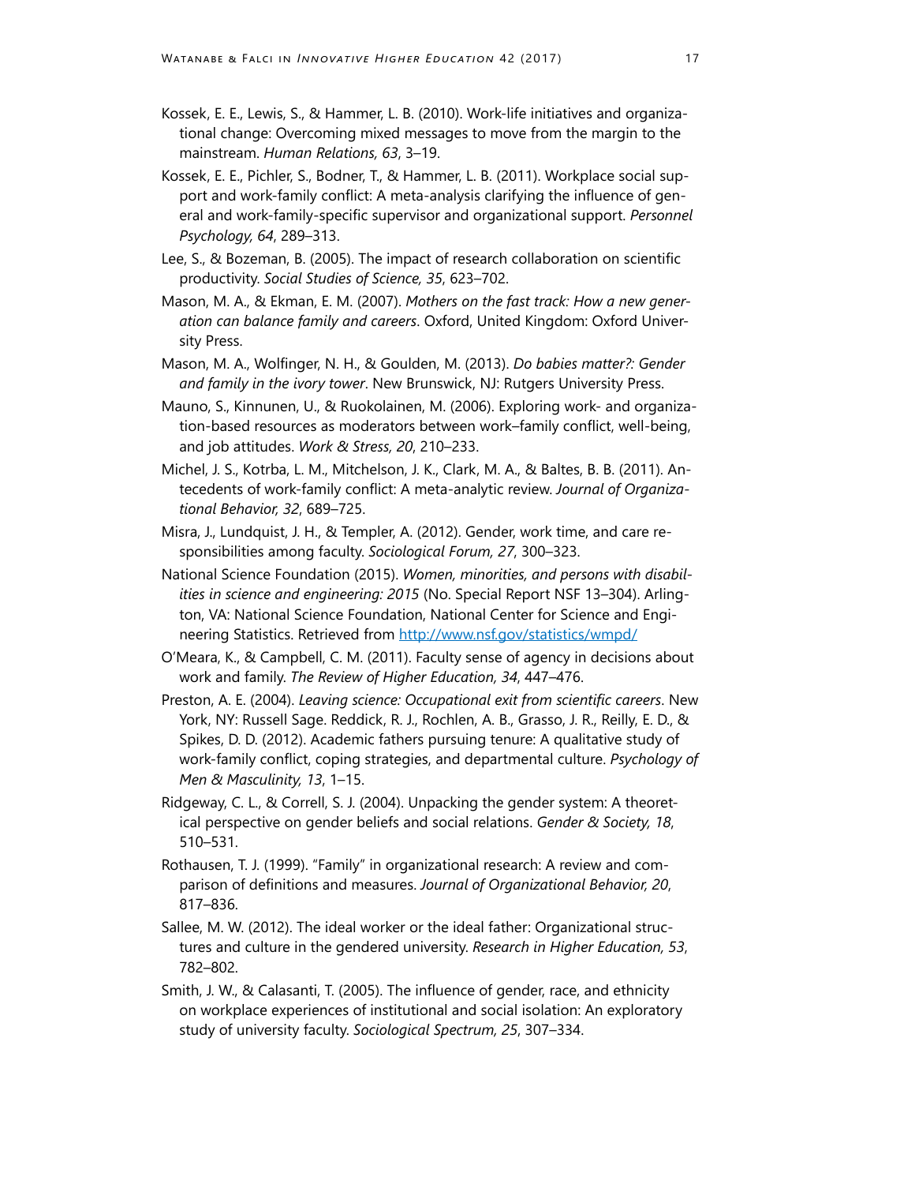Kossek, E. E., Lewis, S., & Hammer, L. B. (2010). Work-life initiatives and organizational change: Overcoming mixed messages to move from the margin to the mainstream. *Human Relations, 63*, 3–19.

Kossek, E. E., Pichler, S., Bodner, T., & Hammer, L. B. (2011). Workplace social support and work-family conflict: A meta-analysis clarifying the influence of general and work-family-specific supervisor and organizational support. *Personnel Psychology, 64*, 289–313.

Lee, S., & Bozeman, B. (2005). The impact of research collaboration on scientific productivity. *Social Studies of Science, 35*, 623–702.

Mason, M. A., & Ekman, E. M. (2007). *Mothers on the fast track: How a new generation can balance family and careers*. Oxford, United Kingdom: Oxford University Press.

Mason, M. A., Wolfinger, N. H., & Goulden, M. (2013). *Do babies matter?: Gender and family in the ivory tower*. New Brunswick, NJ: Rutgers University Press.

Mauno, S., Kinnunen, U., & Ruokolainen, M. (2006). Exploring work- and organization-based resources as moderators between work–family conflict, well-being, and job attitudes. *Work & Stress, 20*, 210–233.

Michel, J. S., Kotrba, L. M., Mitchelson, J. K., Clark, M. A., & Baltes, B. B. (2011). Antecedents of work-family conflict: A meta-analytic review. *Journal of Organizational Behavior, 32*, 689–725.

Misra, J., Lundquist, J. H., & Templer, A. (2012). Gender, work time, and care responsibilities among faculty. *Sociological Forum, 27*, 300–323.

National Science Foundation (2015). *Women, minorities, and persons with disabilities in science and engineering: 2015* (No. Special Report NSF 13–304). Arlington, VA: National Science Foundation, National Center for Science and Engineering Statistics. Retrieved from http://www.nsf.gov/statistics/wmpd/

O'Meara, K., & Campbell, C. M. (2011). Faculty sense of agency in decisions about work and family. *The Review of Higher Education, 34*, 447–476.

Preston, A. E. (2004). *Leaving science: Occupational exit from scientific careers*. New York, NY: Russell Sage. Reddick, R. J., Rochlen, A. B., Grasso, J. R., Reilly, E. D., & Spikes, D. D. (2012). Academic fathers pursuing tenure: A qualitative study of work-family conflict, coping strategies, and departmental culture. *Psychology of Men & Masculinity, 13*, 1–15.

Ridgeway, C. L., & Correll, S. J. (2004). Unpacking the gender system: A theoretical perspective on gender beliefs and social relations. *Gender & Society, 18*, 510–531.

Rothausen, T. J. (1999). "Family" in organizational research: A review and comparison of definitions and measures. *Journal of Organizational Behavior, 20*, 817–836.

Sallee, M. W. (2012). The ideal worker or the ideal father: Organizational structures and culture in the gendered university. *Research in Higher Education, 53*, 782–802.

Smith, J. W., & Calasanti, T. (2005). The influence of gender, race, and ethnicity on workplace experiences of institutional and social isolation: An exploratory study of university faculty. *Sociological Spectrum, 25*, 307–334.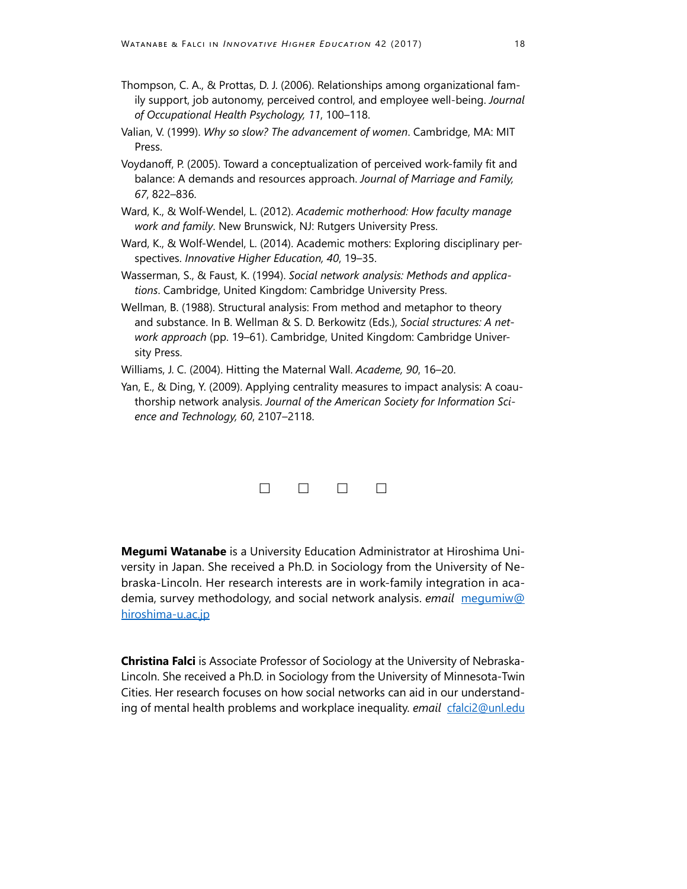Thompson, C. A., & Prottas, D. J. (2006). Relationships among organizational family support, job autonomy, perceived control, and employee well-being. *Journal of Occupational Health Psychology, 11*, 100–118.

Valian, V. (1999). *Why so slow? The advancement of women*. Cambridge, MA: MIT Press.

Voydanoff, P. (2005). Toward a conceptualization of perceived work-family fit and balance: A demands and resources approach. *Journal of Marriage and Family, 67*, 822–836.

Ward, K., & Wolf-Wendel, L. (2012). *Academic motherhood: How faculty manage work and family*. New Brunswick, NJ: Rutgers University Press.

Ward, K., & Wolf-Wendel, L. (2014). Academic mothers: Exploring disciplinary perspectives. *Innovative Higher Education, 40*, 19–35.

Wasserman, S., & Faust, K. (1994). *Social network analysis: Methods and applications*. Cambridge, United Kingdom: Cambridge University Press.

Wellman, B. (1988). Structural analysis: From method and metaphor to theory and substance. In B. Wellman & S. D. Berkowitz (Eds.), *Social structures: A network approach* (pp. 19–61). Cambridge, United Kingdom: Cambridge University Press.

Williams, J. C. (2004). Hitting the Maternal Wall. *Academe, 90*, 16–20.

Yan, E., & Ding, Y. (2009). Applying centrality measures to impact analysis: A coauthorship network analysis. *Journal of the American Society for Information Science and Technology, 60*, 2107–2118.

☐ ☐ ☐ ☐

**Megumi Watanabe** is a University Education Administrator at Hiroshima University in Japan. She received a Ph.D. in Sociology from the University of Nebraska-Lincoln. Her research interests are in work-family integration in academia, survey methodology, and social network analysis. *email* megumiw@hiroshima-u.ac.jp

**Christina Falci** is Associate Professor of Sociology at the University of Nebraska-Lincoln. She received a Ph.D. in Sociology from the University of Minnesota-Twin Cities. Her research focuses on how social networks can aid in our understanding of mental health problems and workplace inequality. *email* cfalci2@unl.edu